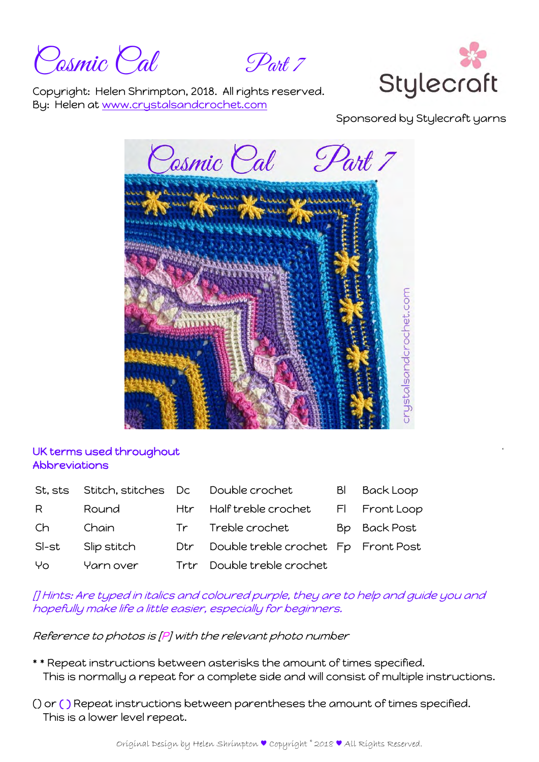# Cosmic Cal Part 7

Copyright: Helen Shrimpton, 2018. All rights reserved.
By: Helen at www.crystalsandcrochet.com

Stylecraft

Sponsored by Stylecraft yarns

## UK terms used throughout
## Abbreviations

| | | | | | |
|---|---|---|---|---|---|
| St, sts | Stitch, stitches | Dc | Double crochet | Bl | Back Loop |
| R | Round | Htr | Half treble crochet | Fl | Front Loop |
| Ch | Chain | Tr | Treble crochet | Bp | Back Post |
| Sl-st | Slip stitch | Dtr | Double treble crochet | Fp | Front Post |
| Yo | Yarn over | Trtr | Double treble crochet | | |

*[] Hints: Are typed in italics and coloured purple, they are to help and guide you and hopefully make life a little easier, especially for beginners.*

*Reference to photos is [P] with the relevant photo number*

* * Repeat instructions between asterisks the amount of times specified.
This is normally a repeat for a complete side and will consist of multiple instructions.

() or ( ) Repeat instructions between parentheses the amount of times specified.
This is a lower level repeat.

Original Design by Helen Shrimpton ♥ Copyright © 2018 ♥ All Rights Reserved.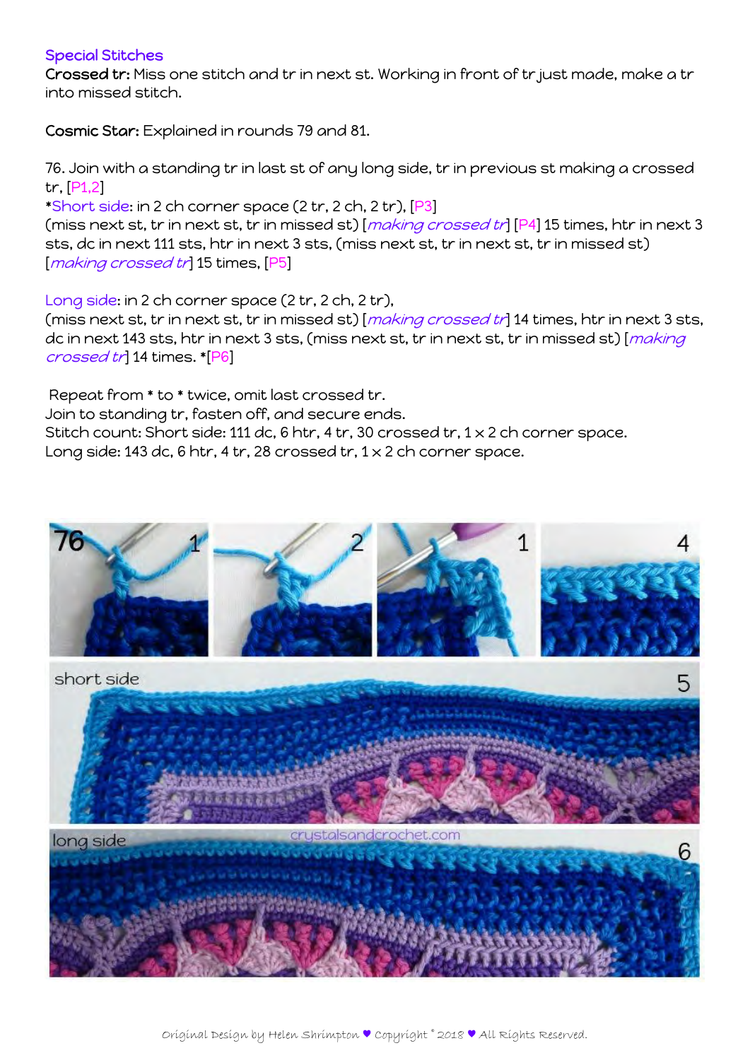### Special Stitches

**Crossed tr:** Miss one stitch and tr in next st. Working in front of tr just made, make a tr into missed stitch.

**Cosmic Star:** Explained in rounds 79 and 81.

76. Join with a standing tr in last st of any long side, tr in previous st making a crossed tr, [P1,2]

*Short side: in 2 ch corner space (2 tr, 2 ch, 2 tr), [P3]
(miss next st, tr in next st, tr in missed st) [*making crossed tr*] [P4] 15 times, htr in next 3 sts, dc in next 111 sts, htr in next 3 sts, (miss next st, tr in next st, tr in missed st) [*making crossed tr*] 15 times, [P5]

Long side: in 2 ch corner space (2 tr, 2 ch, 2 tr),
(miss next st, tr in next st, tr in missed st) [*making crossed tr*] 14 times, htr in next 3 sts, dc in next 143 sts, htr in next 3 sts, (miss next st, tr in next st, tr in missed st) [*making crossed tr*] 14 times. *[P6]

Repeat from * to * twice, omit last crossed tr.
Join to standing tr, fasten off, and secure ends.
Stitch count: Short side: 111 dc, 6 htr, 4 tr, 30 crossed tr, 1 x 2 ch corner space.
Long side: 143 dc, 6 htr, 4 tr, 28 crossed tr, 1 x 2 ch corner space.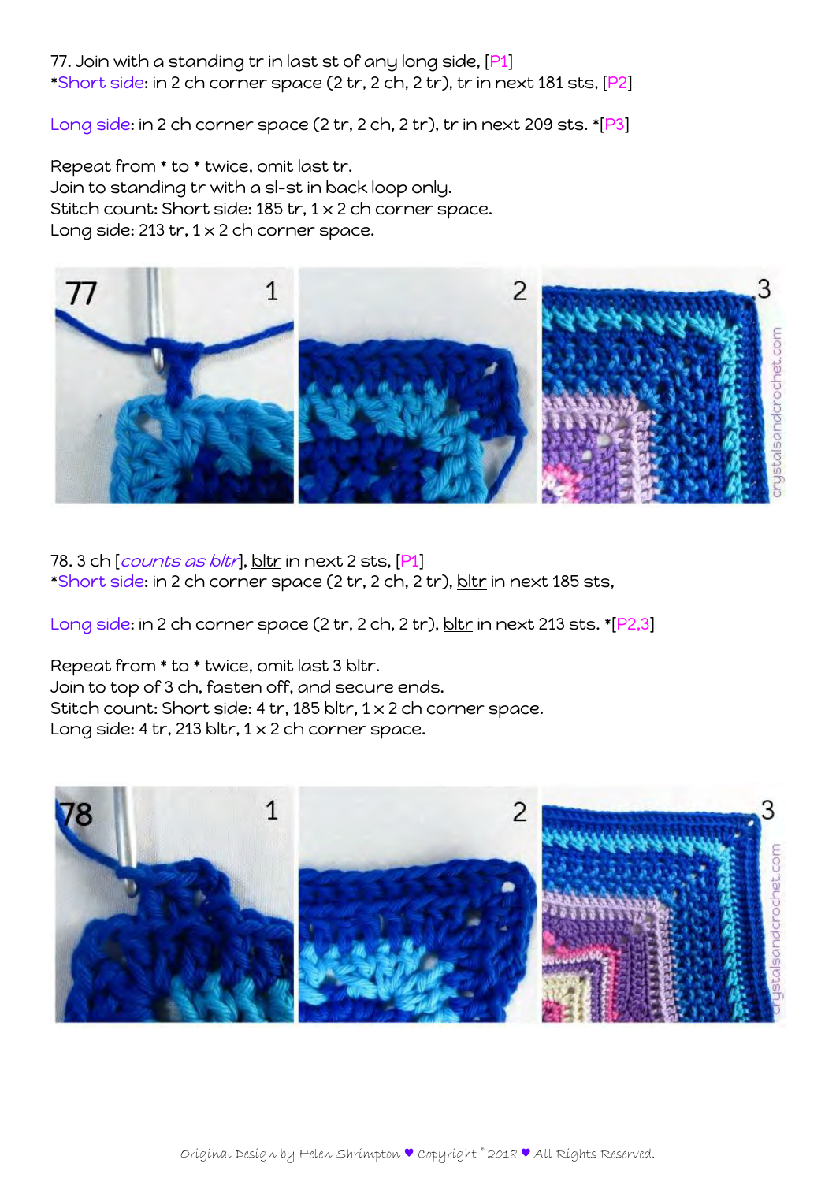77. Join with a standing tr in last st of any long side, [P1]
*Short side: in 2 ch corner space (2 tr, 2 ch, 2 tr), tr in next 181 sts, [P2]

Long side: in 2 ch corner space (2 tr, 2 ch, 2 tr), tr in next 209 sts. *[P3]

Repeat from * to * twice, omit last tr.
Join to standing tr with a sl-st in back loop only.
Stitch count: Short side: 185 tr, 1 x 2 ch corner space.
Long side: 213 tr, 1 x 2 ch corner space.

78. 3 ch [*counts as bltr*], bltr in next 2 sts, [P1]
*Short side: in 2 ch corner space (2 tr, 2 ch, 2 tr), bltr in next 185 sts,

Long side: in 2 ch corner space (2 tr, 2 ch, 2 tr), bltr in next 213 sts. *[P2,3]

Repeat from * to * twice, omit last 3 bltr.
Join to top of 3 ch, fasten off, and secure ends.
Stitch count: Short side: 4 tr, 185 bltr, 1 x 2 ch corner space.
Long side: 4 tr, 213 bltr, 1 x 2 ch corner space.

Original Design by Helen Shrimpton ♥ Copyright © 2018 ♥ All Rights Reserved.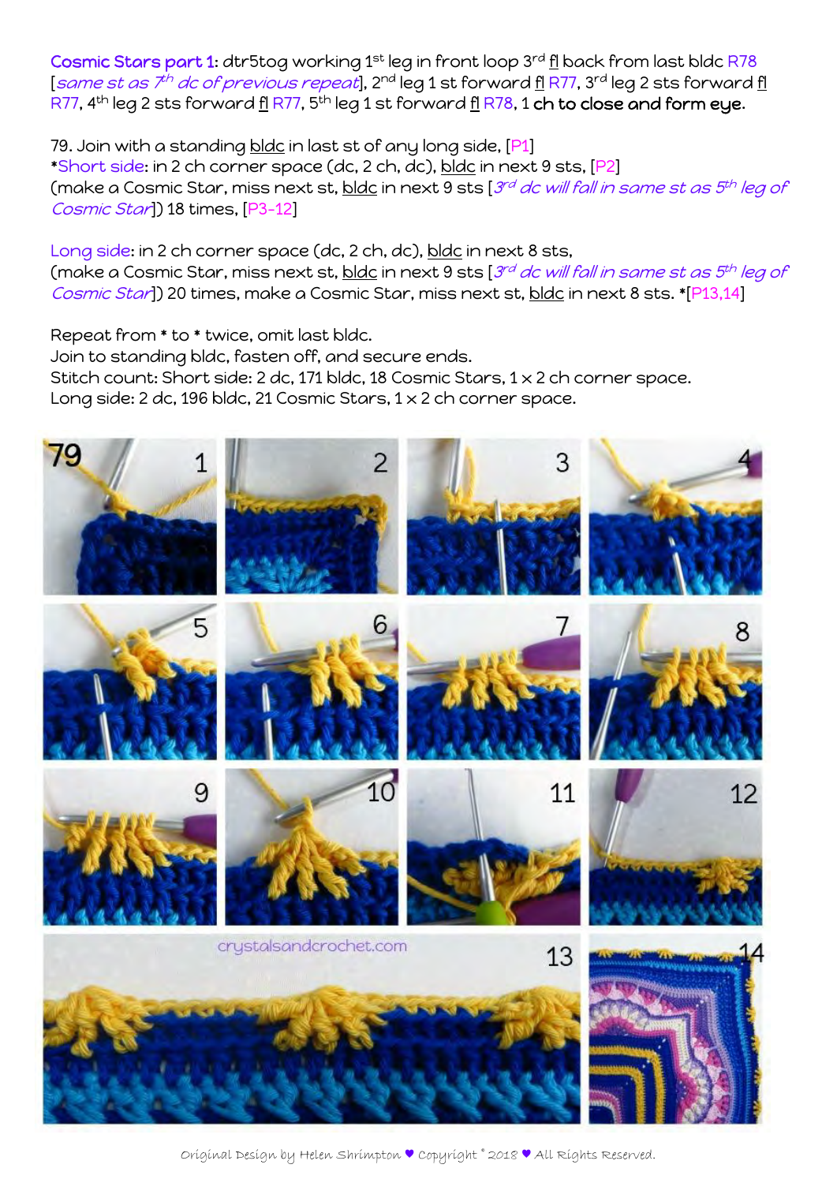**Cosmic Stars part 1**: dtr5tog working 1st leg in front loop 3rd fl back from last bldc R78 [*same st as 7th dc of previous repeat*], 2nd leg 1 st forward fl R77, 3rd leg 2 sts forward fl R77, 4th leg 2 sts forward fl R77, 5th leg 1 st forward fl R78, 1 **ch to close and form eye.**

79. Join with a standing bldc in last st of any long side, [P1]
*Short side: in 2 ch corner space (dc, 2 ch, dc), bldc in next 9 sts, [P2]
(make a Cosmic Star, miss next st, bldc in next 9 sts [*3rd dc will fall in same st as 5th leg of Cosmic Star*]) 18 times, [P3-12]

Long side: in 2 ch corner space (dc, 2 ch, dc), bldc in next 8 sts,
(make a Cosmic Star, miss next st, bldc in next 9 sts [*3rd dc will fall in same st as 5th leg of Cosmic Star*]) 20 times, make a Cosmic Star, miss next st, bldc in next 8 sts. *[P13,14]

Repeat from * to * twice, omit last bldc.
Join to standing bldc, fasten off, and secure ends.
Stitch count: Short side: 2 dc, 171 bldc, 18 Cosmic Stars, 1 x 2 ch corner space.
Long side: 2 dc, 196 bldc, 21 Cosmic Stars, 1 x 2 ch corner space.

crystalsandcrochet.com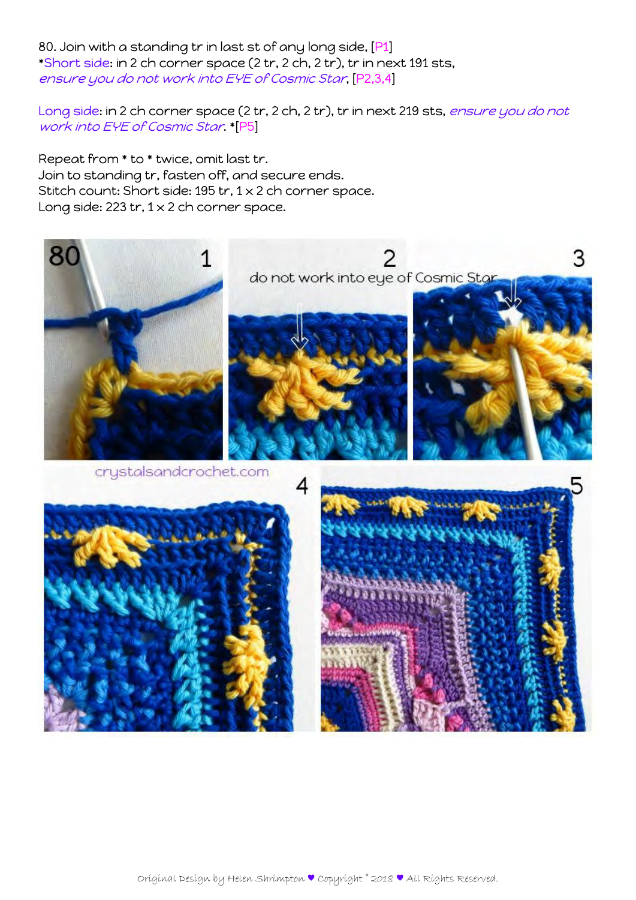80. Join with a standing tr in last st of any long side, [P1]
*Short side: in 2 ch corner space (2 tr, 2 ch, 2 tr), tr in next 191 sts, *ensure you do not work into EYE of Cosmic Star*, [P2,3,4]

Long side: in 2 ch corner space (2 tr, 2 ch, 2 tr), tr in next 219 sts, *ensure you do not work into EYE of Cosmic Star*. *[P5]

Repeat from * to * twice, omit last tr.
Join to standing tr, fasten off, and secure ends.
Stitch count: Short side: 195 tr, 1 x 2 ch corner space.
Long side: 223 tr, 1 x 2 ch corner space.

80 1

2 do not work into eye of Cosmic Star

3

crystalsandcrochet.com

4

5

Original Design by Helen Shrimpton ♥ Copyright © 2018 ♥ All Rights Reserved.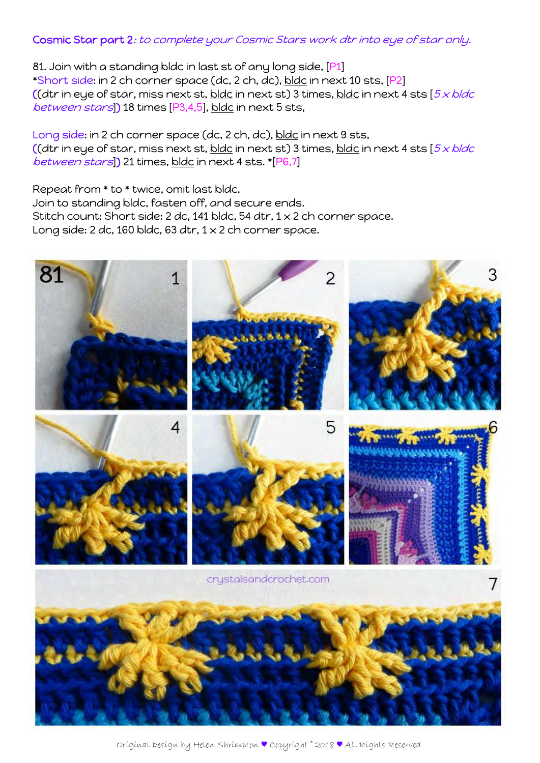**Cosmic Star part 2**: *to complete your Cosmic Stars work dtr into eye of star only.*

81. Join with a standing bldc in last st of any long side, [P1]
*Short side: in 2 ch corner space (dc, 2 ch, dc), bldc in next 10 sts, [P2]
((dtr in eye of star, miss next st, bldc in next st) 3 times, bldc in next 4 sts [*5 x bldc between stars*]) 18 times [P3,4,5], bldc in next 5 sts,

Long side: in 2 ch corner space (dc, 2 ch, dc), bldc in next 9 sts,
((dtr in eye of star, miss next st, bldc in next st) 3 times, bldc in next 4 sts [*5 x bldc between stars*]) 21 times, bldc in next 4 sts. *[P6,7]

Repeat from * to * twice, omit last bldc.
Join to standing bldc, fasten off, and secure ends.
Stitch count: Short side: 2 dc, 141 bldc, 54 dtr, 1 x 2 ch corner space.
Long side: 2 dc, 160 bldc, 63 dtr, 1 x 2 ch corner space.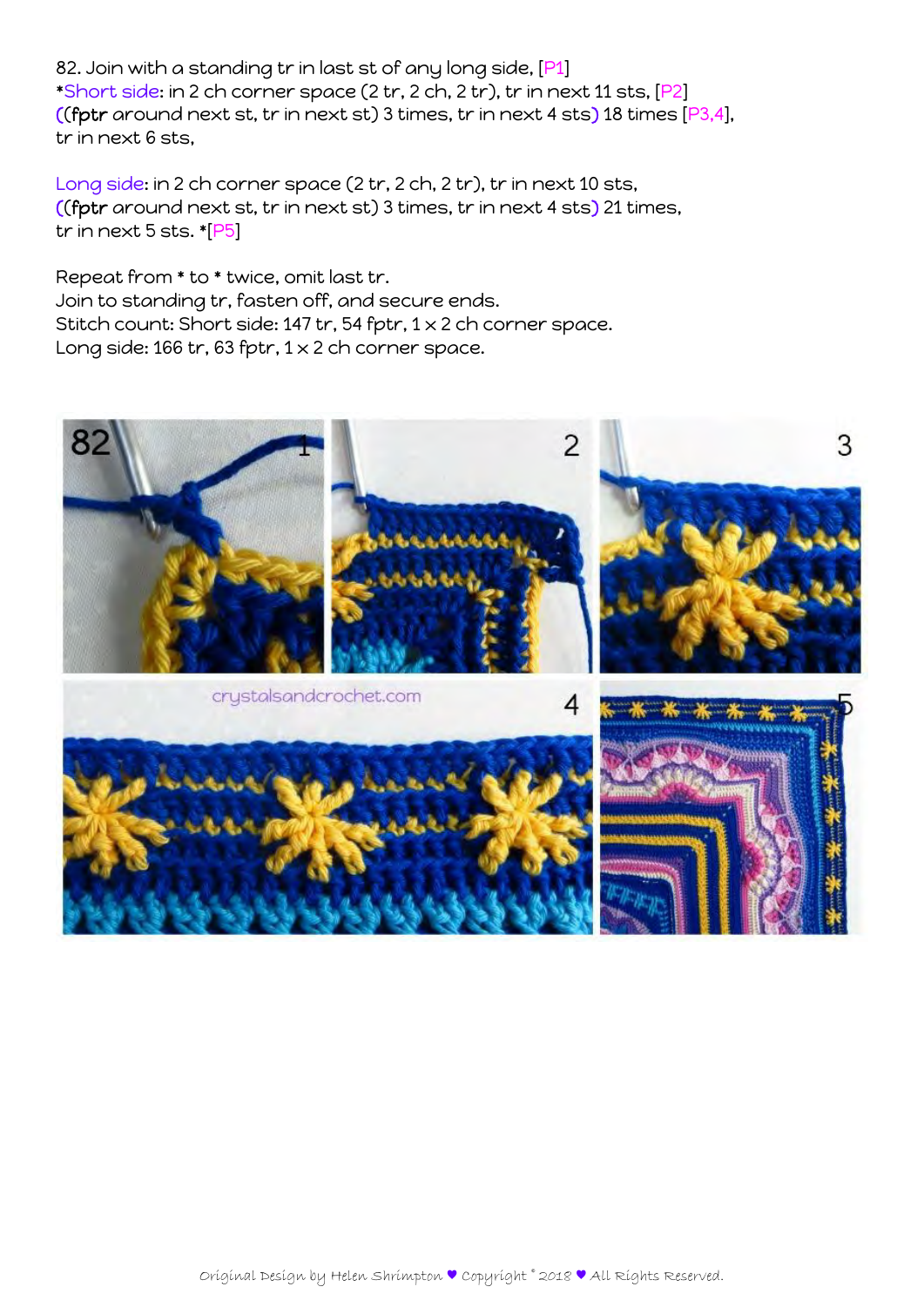82. Join with a standing tr in last st of any long side, [P1]
*Short side: in 2 ch corner space (2 tr, 2 ch, 2 tr), tr in next 11 sts, [P2]
((fptr around next st, tr in next st) 3 times, tr in next 4 sts) 18 times [P3,4],
tr in next 6 sts,

Long side: in 2 ch corner space (2 tr, 2 ch, 2 tr), tr in next 10 sts,
((fptr around next st, tr in next st) 3 times, tr in next 4 sts) 21 times,
tr in next 5 sts. *[P5]

Repeat from * to * twice, omit last tr.
Join to standing tr, fasten off, and secure ends.
Stitch count: Short side: 147 tr, 54 fptr, 1 x 2 ch corner space.
Long side: 166 tr, 63 fptr, 1 x 2 ch corner space.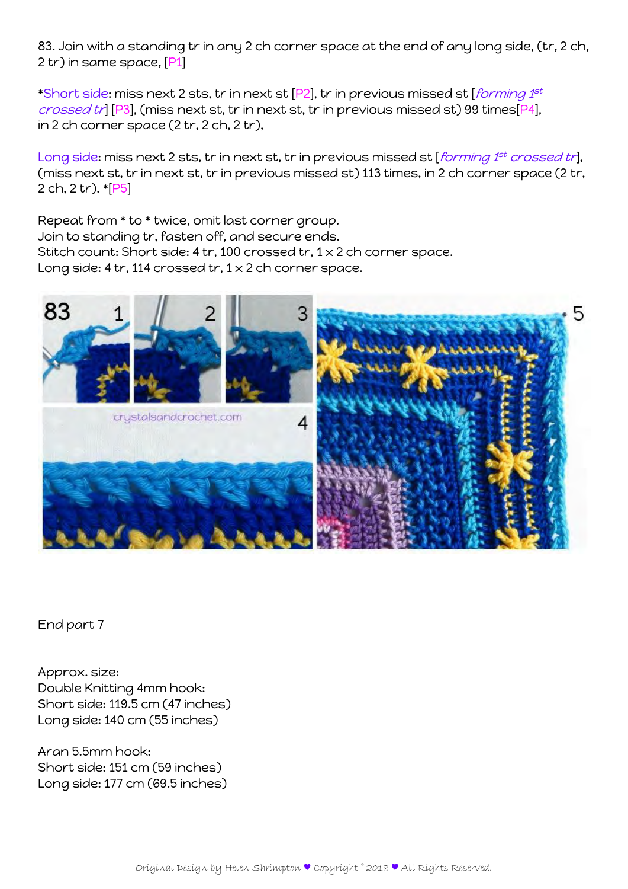83. Join with a standing tr in any 2 ch corner space at the end of any long side, (tr, 2 ch, 2 tr) in same space, [P1]

*Short side: miss next 2 sts, tr in next st [P2], tr in previous missed st [*forming 1st crossed tr*] [P3], (miss next st, tr in next st, tr in previous missed st) 99 times[P4], in 2 ch corner space (2 tr, 2 ch, 2 tr),

Long side: miss next 2 sts, tr in next st, tr in previous missed st [*forming 1st crossed tr*], (miss next st, tr in next st, tr in previous missed st) 113 times, in 2 ch corner space (2 tr, 2 ch, 2 tr). *[P5]

Repeat from * to * twice, omit last corner group.
Join to standing tr, fasten off, and secure ends.
Stitch count: Short side: 4 tr, 100 crossed tr, 1 x 2 ch corner space.
Long side: 4 tr, 114 crossed tr, 1 x 2 ch corner space.

End part 7

Approx. size:
Double Knitting 4mm hook:
Short side: 119.5 cm (47 inches)
Long side: 140 cm (55 inches)

Aran 5.5mm hook:
Short side: 151 cm (59 inches)
Long side: 177 cm (69.5 inches)